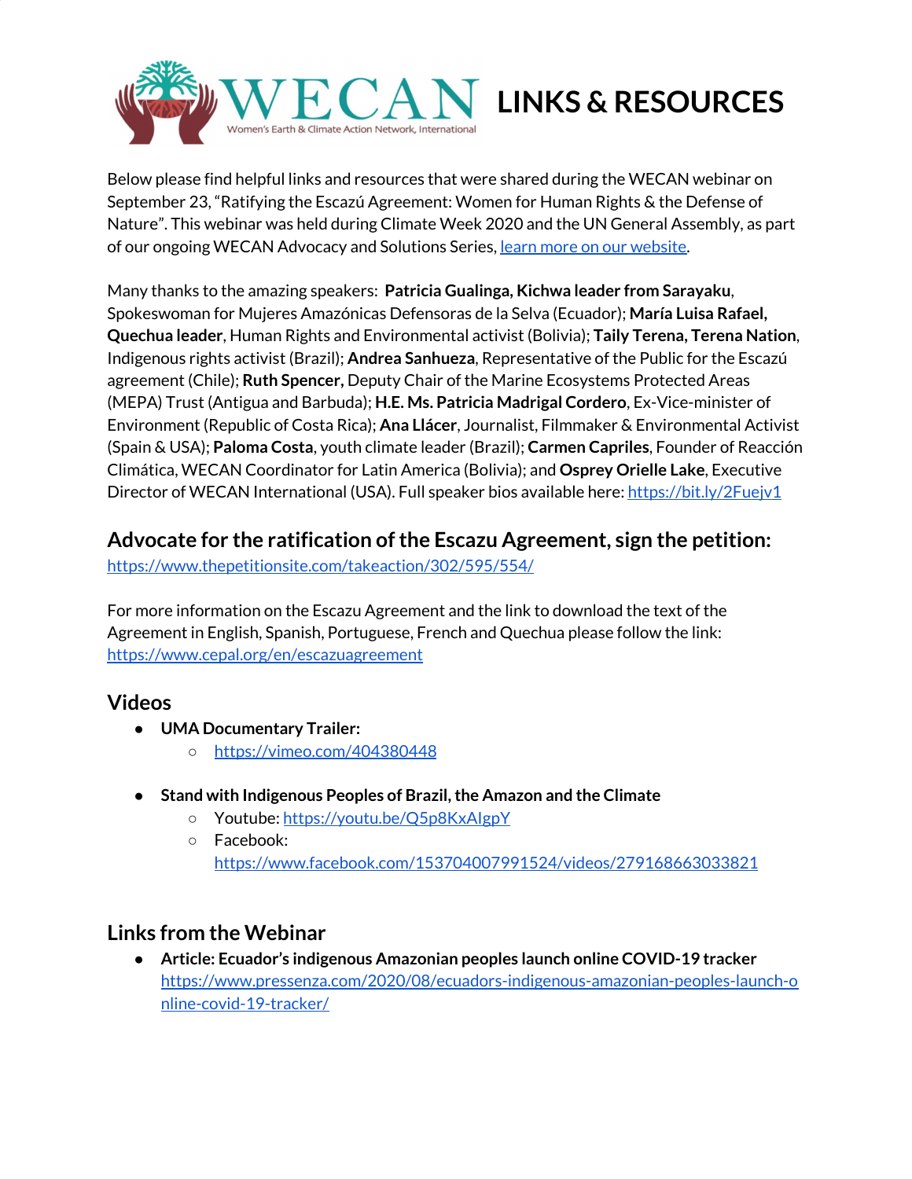# WECAN LINKS & RESOURCES

Women's Earth & Climate Action Network, International

Below please find helpful links and resources that were shared during the WECAN webinar on September 23, "Ratifying the Escazú Agreement: Women for Human Rights & the Defense of Nature". This webinar was held during Climate Week 2020 and the UN General Assembly, as part of our ongoing WECAN Advocacy and Solutions Series, learn more on our website.

Many thanks to the amazing speakers: **Patricia Gualinga, Kichwa leader from Sarayaku**, Spokeswoman for Mujeres Amazónicas Defensoras de la Selva (Ecuador); **María Luisa Rafael, Quechua leader**, Human Rights and Environmental activist (Bolivia); **Taily Terena, Terena Nation**, Indigenous rights activist (Brazil); **Andrea Sanhueza**, Representative of the Public for the Escazú agreement (Chile); **Ruth Spencer,** Deputy Chair of the Marine Ecosystems Protected Areas (MEPA) Trust (Antigua and Barbuda); **H.E. Ms. Patricia Madrigal Cordero**, Ex-Vice-minister of Environment (Republic of Costa Rica); **Ana Llácer**, Journalist, Filmmaker & Environmental Activist (Spain & USA); **Paloma Costa**, youth climate leader (Brazil); **Carmen Capriles**, Founder of Reacción Climática, WECAN Coordinator for Latin America (Bolivia); and **Osprey Orielle Lake**, Executive Director of WECAN International (USA). Full speaker bios available here: https://bit.ly/2Fuejv1

## Advocate for the ratification of the Escazu Agreement, sign the petition:

https://www.thepetitionsite.com/takeaction/302/595/554/

For more information on the Escazu Agreement and the link to download the text of the Agreement in English, Spanish, Portuguese, French and Quechua please follow the link: https://www.cepal.org/en/escazuagreement

## Videos

- **UMA Documentary Trailer:**
  - https://vimeo.com/404380448

- **Stand with Indigenous Peoples of Brazil, the Amazon and the Climate**
  - Youtube: https://youtu.be/Q5p8KxAIgpY
  - Facebook: https://www.facebook.com/153704007991524/videos/279168663033821

## Links from the Webinar

- **Article: Ecuador's indigenous Amazonian peoples launch online COVID-19 tracker** https://www.pressenza.com/2020/08/ecuadors-indigenous-amazonian-peoples-launch-online-covid-19-tracker/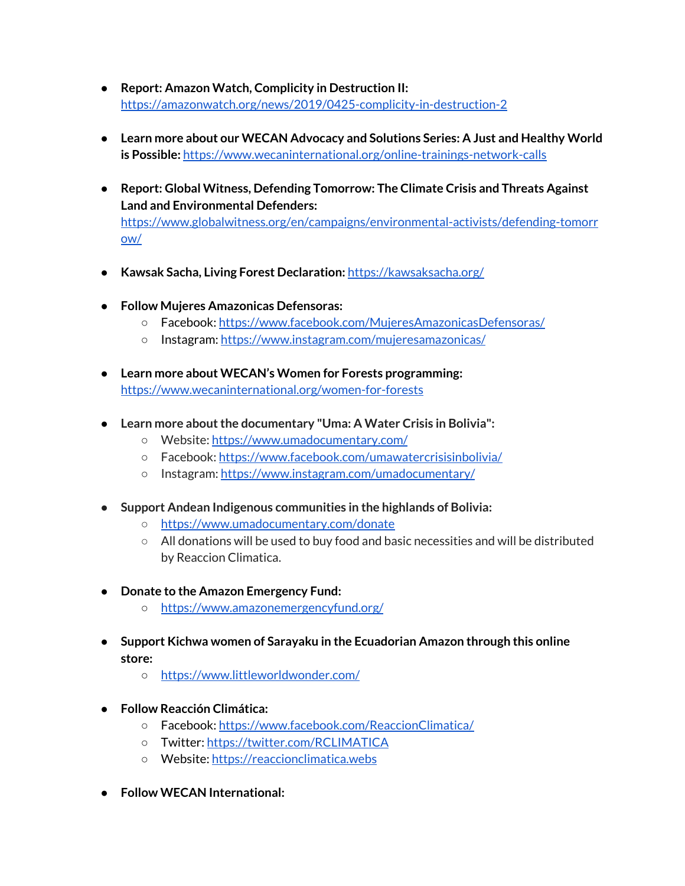- **Report: Amazon Watch, Complicity in Destruction II:** https://amazonwatch.org/news/2019/0425-complicity-in-destruction-2

- **Learn more about our WECAN Advocacy and Solutions Series: A Just and Healthy World is Possible:** https://www.wecaninternational.org/online-trainings-network-calls

- **Report: Global Witness, Defending Tomorrow: The Climate Crisis and Threats Against Land and Environmental Defenders:** https://www.globalwitness.org/en/campaigns/environmental-activists/defending-tomorrow/

- **Kawsak Sacha, Living Forest Declaration:** https://kawsaksacha.org/

- **Follow Mujeres Amazonicas Defensoras:**
  - Facebook: https://www.facebook.com/MujeresAmazonicasDefensoras/
  - Instagram: https://www.instagram.com/mujeresamazonicas/

- **Learn more about WECAN's Women for Forests programming:** https://www.wecaninternational.org/women-for-forests

- **Learn more about the documentary "Uma: A Water Crisis in Bolivia":**
  - Website: https://www.umadocumentary.com/
  - Facebook: https://www.facebook.com/umawatercrisisinbolivia/
  - Instagram: https://www.instagram.com/umadocumentary/

- **Support Andean Indigenous communities in the highlands of Bolivia:**
  - https://www.umadocumentary.com/donate
  - All donations will be used to buy food and basic necessities and will be distributed by Reaccion Climatica.

- **Donate to the Amazon Emergency Fund:**
  - https://www.amazonemergencyfund.org/

- **Support Kichwa women of Sarayaku in the Ecuadorian Amazon through this online store:**
  - https://www.littleworldwonder.com/

- **Follow Reacción Climática:**
  - Facebook: https://www.facebook.com/ReaccionClimatica/
  - Twitter: https://twitter.com/RCLIMATICA
  - Website: https://reaccionclimatica.webs

- **Follow WECAN International:**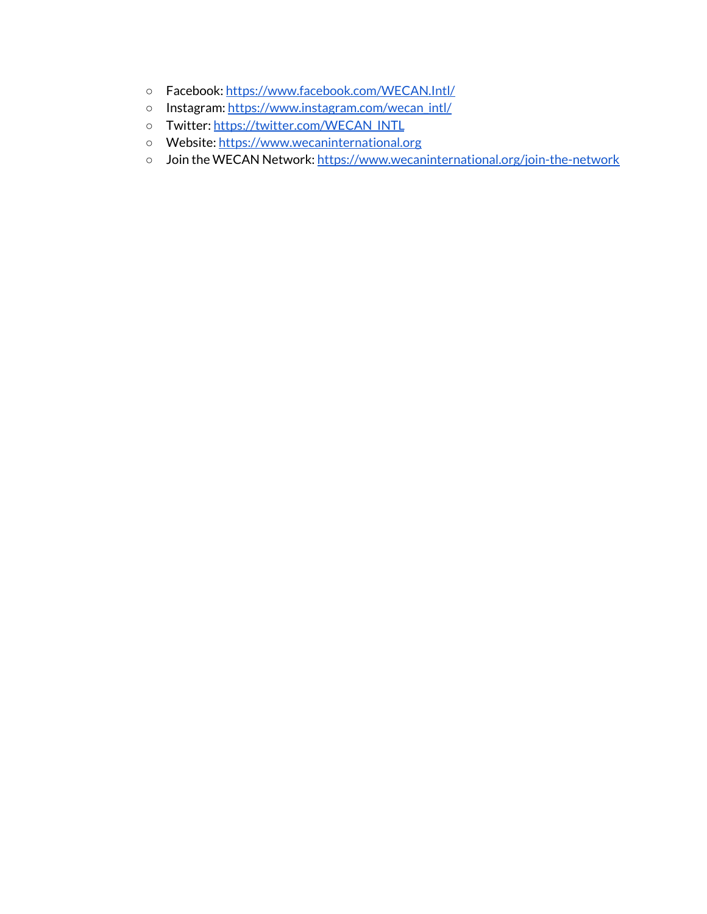- Facebook: https://www.facebook.com/WECAN.Intl/
- Instagram: https://www.instagram.com/wecan_intl/
- Twitter: https://twitter.com/WECAN_INTL
- Website: https://www.wecaninternational.org
- Join the WECAN Network: https://www.wecaninternational.org/join-the-network